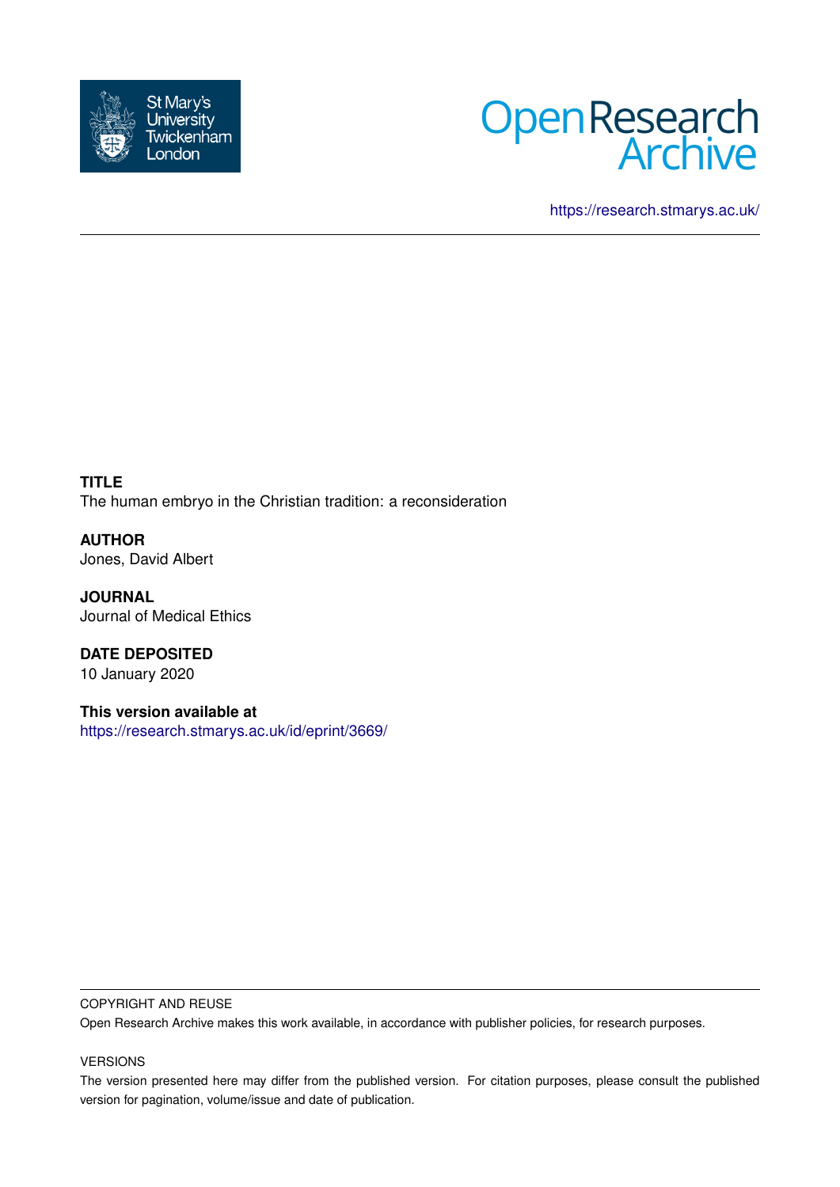St Mary's University Twickenham London

Open Research Archive

https://research.stmarys.ac.uk/

---

**TITLE**
The human embryo in the Christian tradition: a reconsideration

**AUTHOR**
Jones, David Albert

**JOURNAL**
Journal of Medical Ethics

**DATE DEPOSITED**
10 January 2020

**This version available at**
https://research.stmarys.ac.uk/id/eprint/3669/

---

COPYRIGHT AND REUSE

Open Research Archive makes this work available, in accordance with publisher policies, for research purposes.

VERSIONS

The version presented here may differ from the published version. For citation purposes, please consult the published version for pagination, volume/issue and date of publication.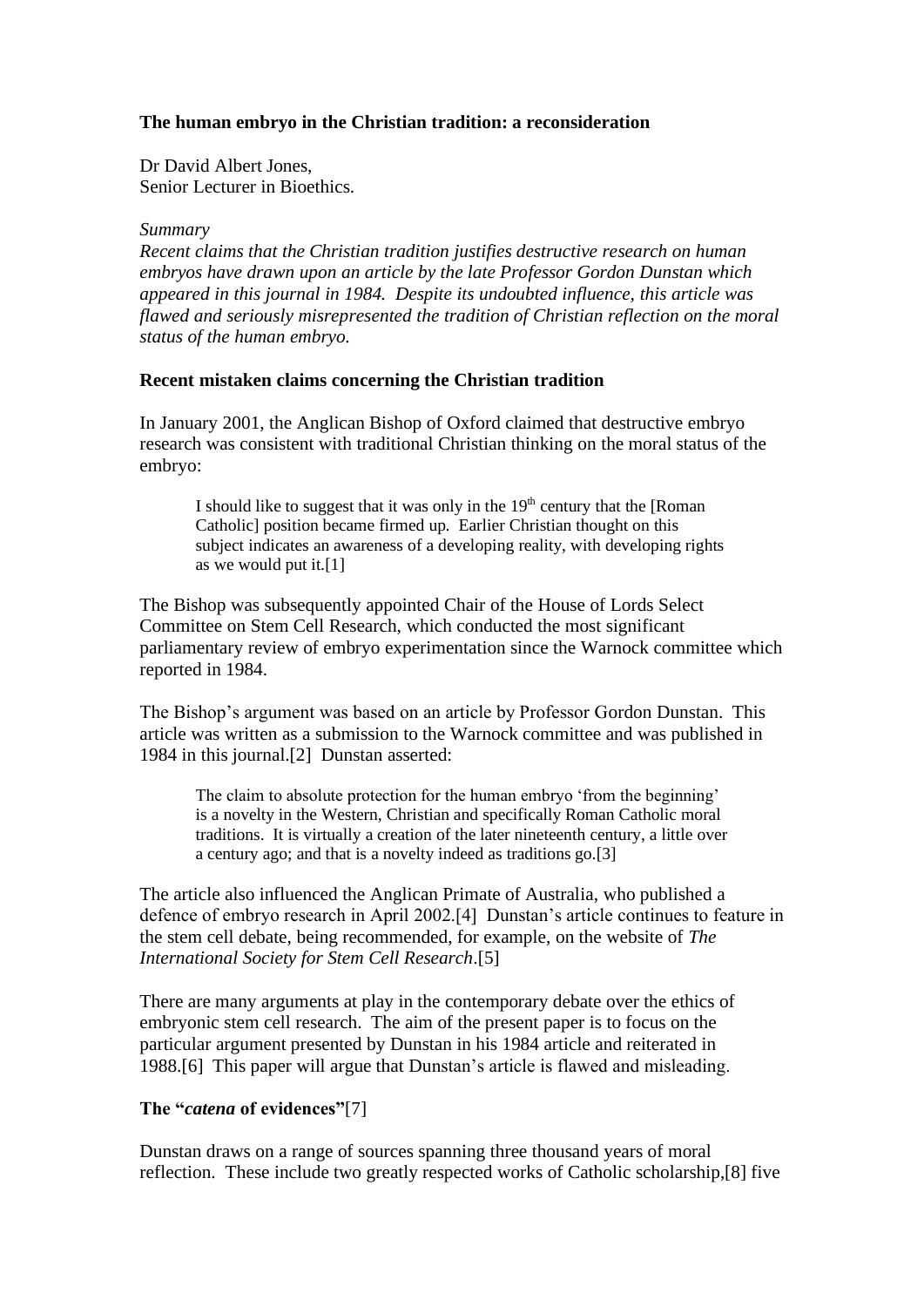**The human embryo in the Christian tradition: a reconsideration**

Dr David Albert Jones,
Senior Lecturer in Bioethics.

*Summary*
*Recent claims that the Christian tradition justifies destructive research on human embryos have drawn upon an article by the late Professor Gordon Dunstan which appeared in this journal in 1984. Despite its undoubted influence, this article was flawed and seriously misrepresented the tradition of Christian reflection on the moral status of the human embryo.*

**Recent mistaken claims concerning the Christian tradition**

In January 2001, the Anglican Bishop of Oxford claimed that destructive embryo research was consistent with traditional Christian thinking on the moral status of the embryo:

> I should like to suggest that it was only in the 19th century that the [Roman Catholic] position became firmed up. Earlier Christian thought on this subject indicates an awareness of a developing reality, with developing rights as we would put it.[1]

The Bishop was subsequently appointed Chair of the House of Lords Select Committee on Stem Cell Research, which conducted the most significant parliamentary review of embryo experimentation since the Warnock committee which reported in 1984.

The Bishop's argument was based on an article by Professor Gordon Dunstan. This article was written as a submission to the Warnock committee and was published in 1984 in this journal.[2] Dunstan asserted:

> The claim to absolute protection for the human embryo 'from the beginning' is a novelty in the Western, Christian and specifically Roman Catholic moral traditions. It is virtually a creation of the later nineteenth century, a little over a century ago; and that is a novelty indeed as traditions go.[3]

The article also influenced the Anglican Primate of Australia, who published a defence of embryo research in April 2002.[4] Dunstan's article continues to feature in the stem cell debate, being recommended, for example, on the website of *The International Society for Stem Cell Research*.[5]

There are many arguments at play in the contemporary debate over the ethics of embryonic stem cell research. The aim of the present paper is to focus on the particular argument presented by Dunstan in his 1984 article and reiterated in 1988.[6] This paper will argue that Dunstan's article is flawed and misleading.

**The "*catena* of evidences"**[7]

Dunstan draws on a range of sources spanning three thousand years of moral reflection. These include two greatly respected works of Catholic scholarship,[8] five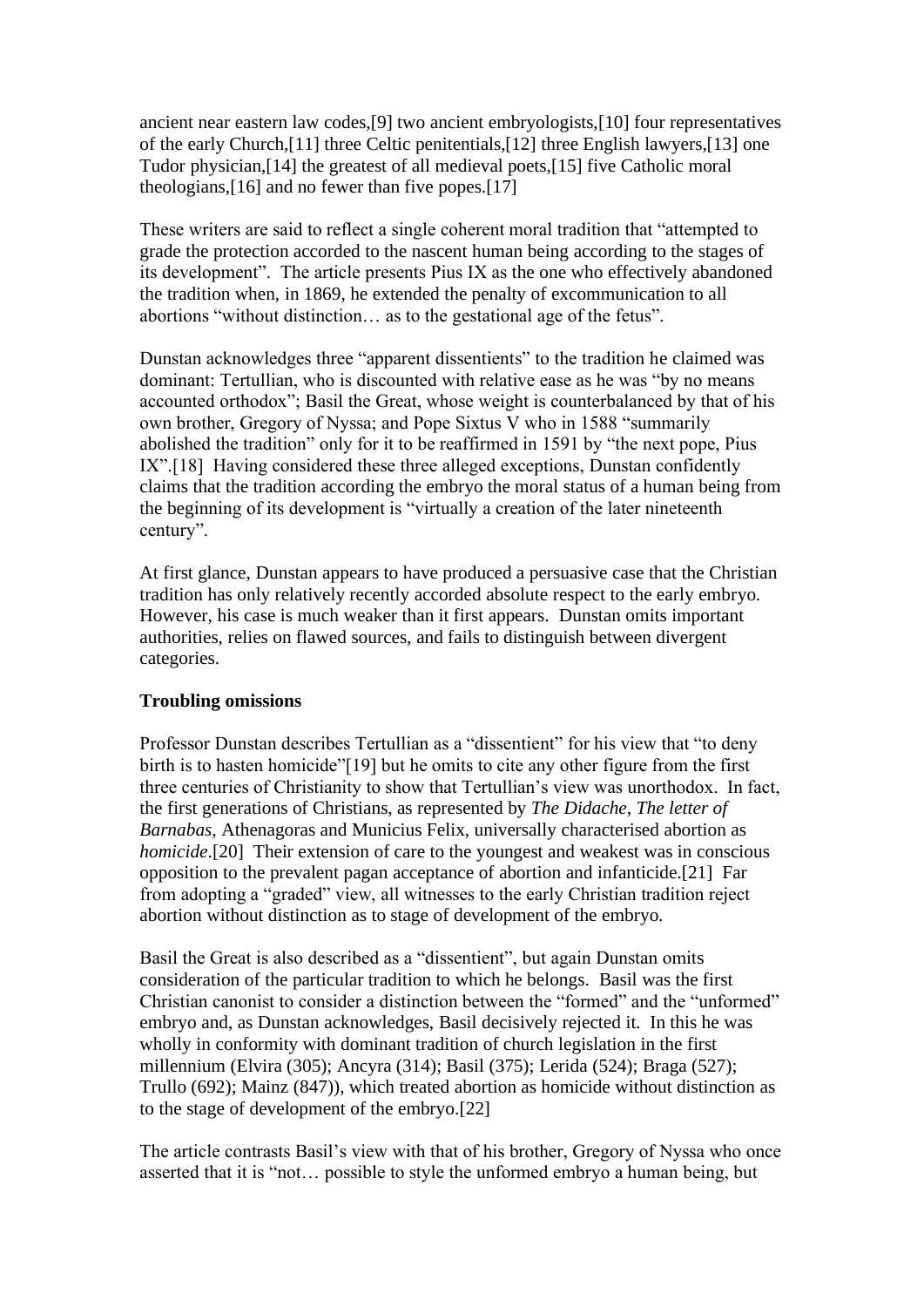ancient near eastern law codes,[9] two ancient embryologists,[10] four representatives of the early Church,[11] three Celtic penitentials,[12] three English lawyers,[13] one Tudor physician,[14] the greatest of all medieval poets,[15] five Catholic moral theologians,[16] and no fewer than five popes.[17]

These writers are said to reflect a single coherent moral tradition that "attempted to grade the protection accorded to the nascent human being according to the stages of its development". The article presents Pius IX as the one who effectively abandoned the tradition when, in 1869, he extended the penalty of excommunication to all abortions "without distinction… as to the gestational age of the fetus".

Dunstan acknowledges three "apparent dissentients" to the tradition he claimed was dominant: Tertullian, who is discounted with relative ease as he was "by no means accounted orthodox"; Basil the Great, whose weight is counterbalanced by that of his own brother, Gregory of Nyssa; and Pope Sixtus V who in 1588 "summarily abolished the tradition" only for it to be reaffirmed in 1591 by "the next pope, Pius IX".[18] Having considered these three alleged exceptions, Dunstan confidently claims that the tradition according the embryo the moral status of a human being from the beginning of its development is "virtually a creation of the later nineteenth century".

At first glance, Dunstan appears to have produced a persuasive case that the Christian tradition has only relatively recently accorded absolute respect to the early embryo. However, his case is much weaker than it first appears. Dunstan omits important authorities, relies on flawed sources, and fails to distinguish between divergent categories.

**Troubling omissions**

Professor Dunstan describes Tertullian as a "dissentient" for his view that "to deny birth is to hasten homicide"[19] but he omits to cite any other figure from the first three centuries of Christianity to show that Tertullian's view was unorthodox. In fact, the first generations of Christians, as represented by *The Didache*, *The letter of Barnabas*, Athenagoras and Municius Felix, universally characterised abortion as *homicide*.[20] Their extension of care to the youngest and weakest was in conscious opposition to the prevalent pagan acceptance of abortion and infanticide.[21] Far from adopting a "graded" view, all witnesses to the early Christian tradition reject abortion without distinction as to stage of development of the embryo.

Basil the Great is also described as a "dissentient", but again Dunstan omits consideration of the particular tradition to which he belongs. Basil was the first Christian canonist to consider a distinction between the "formed" and the "unformed" embryo and, as Dunstan acknowledges, Basil decisively rejected it. In this he was wholly in conformity with dominant tradition of church legislation in the first millennium (Elvira (305); Ancyra (314); Basil (375); Lerida (524); Braga (527); Trullo (692); Mainz (847)), which treated abortion as homicide without distinction as to the stage of development of the embryo.[22]

The article contrasts Basil's view with that of his brother, Gregory of Nyssa who once asserted that it is "not… possible to style the unformed embryo a human being, but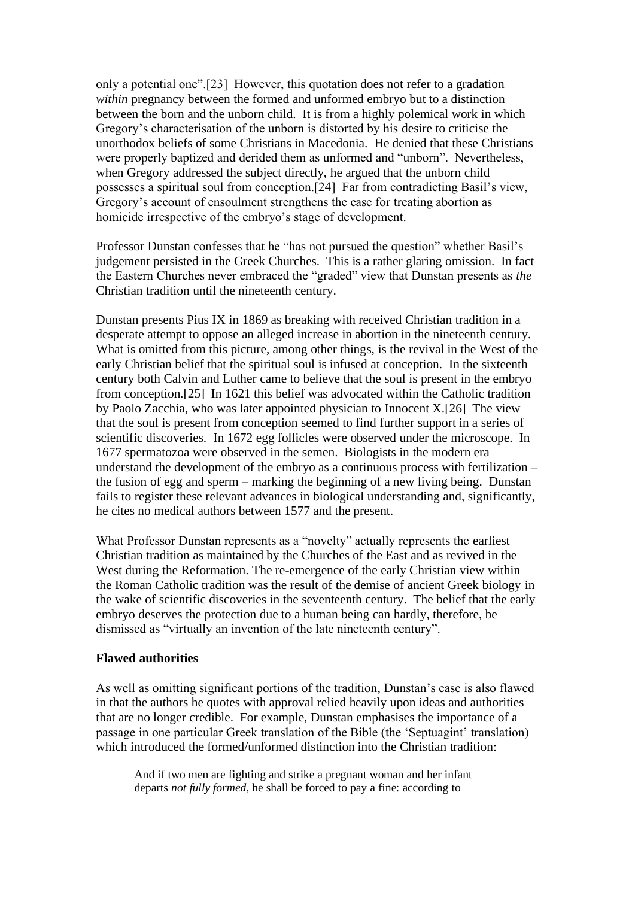only a potential one".[23] However, this quotation does not refer to a gradation *within* pregnancy between the formed and unformed embryo but to a distinction between the born and the unborn child. It is from a highly polemical work in which Gregory's characterisation of the unborn is distorted by his desire to criticise the unorthodox beliefs of some Christians in Macedonia. He denied that these Christians were properly baptized and derided them as unformed and "unborn". Nevertheless, when Gregory addressed the subject directly, he argued that the unborn child possesses a spiritual soul from conception.[24] Far from contradicting Basil's view, Gregory's account of ensoulment strengthens the case for treating abortion as homicide irrespective of the embryo's stage of development.

Professor Dunstan confesses that he "has not pursued the question" whether Basil's judgement persisted in the Greek Churches. This is a rather glaring omission. In fact the Eastern Churches never embraced the "graded" view that Dunstan presents as *the* Christian tradition until the nineteenth century.

Dunstan presents Pius IX in 1869 as breaking with received Christian tradition in a desperate attempt to oppose an alleged increase in abortion in the nineteenth century. What is omitted from this picture, among other things, is the revival in the West of the early Christian belief that the spiritual soul is infused at conception. In the sixteenth century both Calvin and Luther came to believe that the soul is present in the embryo from conception.[25] In 1621 this belief was advocated within the Catholic tradition by Paolo Zacchia, who was later appointed physician to Innocent X.[26] The view that the soul is present from conception seemed to find further support in a series of scientific discoveries. In 1672 egg follicles were observed under the microscope. In 1677 spermatozoa were observed in the semen. Biologists in the modern era understand the development of the embryo as a continuous process with fertilization – the fusion of egg and sperm – marking the beginning of a new living being. Dunstan fails to register these relevant advances in biological understanding and, significantly, he cites no medical authors between 1577 and the present.

What Professor Dunstan represents as a "novelty" actually represents the earliest Christian tradition as maintained by the Churches of the East and as revived in the West during the Reformation. The re-emergence of the early Christian view within the Roman Catholic tradition was the result of the demise of ancient Greek biology in the wake of scientific discoveries in the seventeenth century. The belief that the early embryo deserves the protection due to a human being can hardly, therefore, be dismissed as "virtually an invention of the late nineteenth century".

**Flawed authorities**

As well as omitting significant portions of the tradition, Dunstan's case is also flawed in that the authors he quotes with approval relied heavily upon ideas and authorities that are no longer credible. For example, Dunstan emphasises the importance of a passage in one particular Greek translation of the Bible (the 'Septuagint' translation) which introduced the formed/unformed distinction into the Christian tradition:

> And if two men are fighting and strike a pregnant woman and her infant departs *not fully formed*, he shall be forced to pay a fine: according to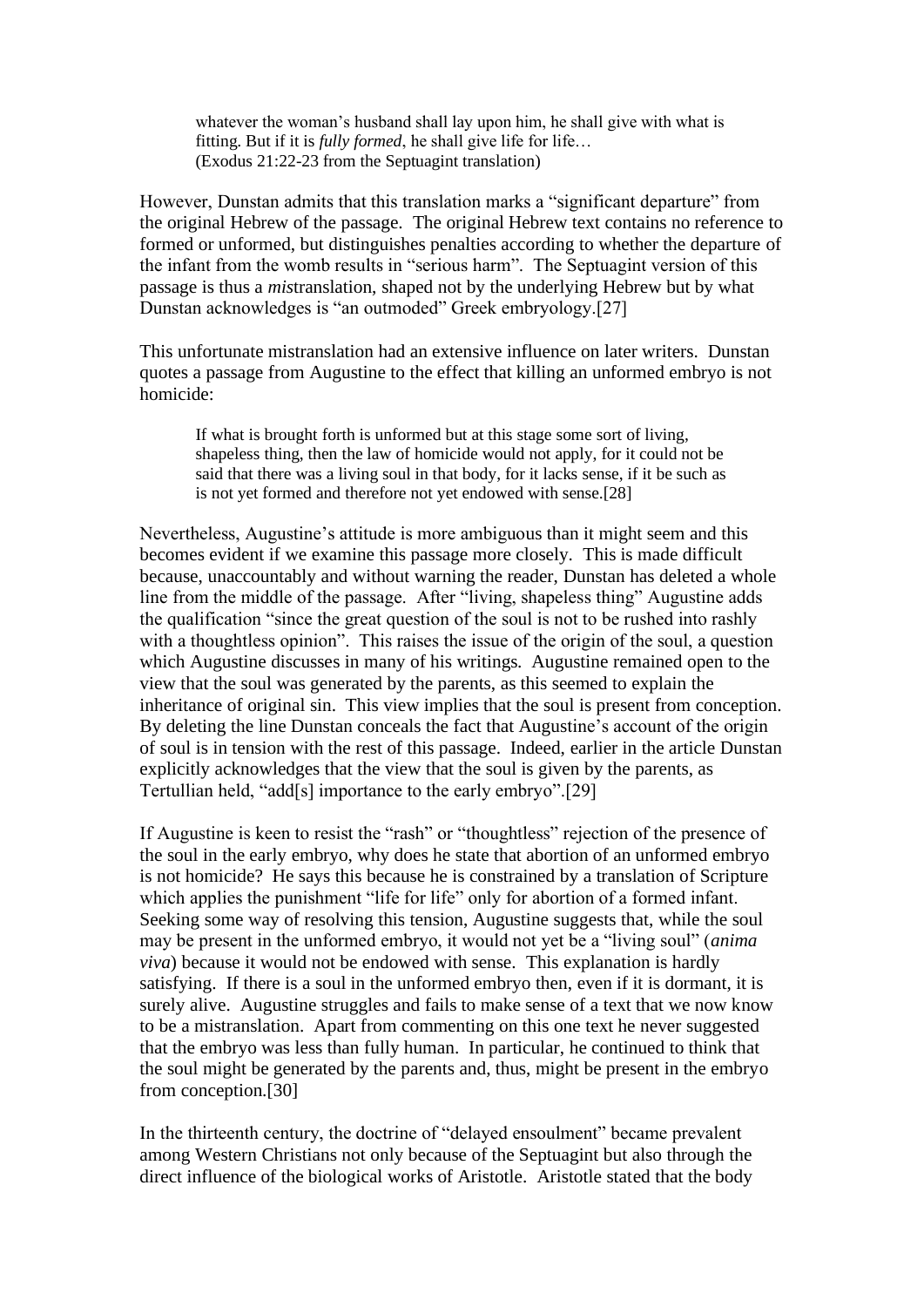> whatever the woman's husband shall lay upon him, he shall give with what is fitting. But if it is *fully formed*, he shall give life for life…
> (Exodus 21:22-23 from the Septuagint translation)

However, Dunstan admits that this translation marks a "significant departure" from the original Hebrew of the passage. The original Hebrew text contains no reference to formed or unformed, but distinguishes penalties according to whether the departure of the infant from the womb results in "serious harm". The Septuagint version of this passage is thus a *mis*translation, shaped not by the underlying Hebrew but by what Dunstan acknowledges is "an outmoded" Greek embryology.[27]

This unfortunate mistranslation had an extensive influence on later writers. Dunstan quotes a passage from Augustine to the effect that killing an unformed embryo is not homicide:

> If what is brought forth is unformed but at this stage some sort of living, shapeless thing, then the law of homicide would not apply, for it could not be said that there was a living soul in that body, for it lacks sense, if it be such as is not yet formed and therefore not yet endowed with sense.[28]

Nevertheless, Augustine's attitude is more ambiguous than it might seem and this becomes evident if we examine this passage more closely. This is made difficult because, unaccountably and without warning the reader, Dunstan has deleted a whole line from the middle of the passage. After "living, shapeless thing" Augustine adds the qualification "since the great question of the soul is not to be rushed into rashly with a thoughtless opinion". This raises the issue of the origin of the soul, a question which Augustine discusses in many of his writings. Augustine remained open to the view that the soul was generated by the parents, as this seemed to explain the inheritance of original sin. This view implies that the soul is present from conception. By deleting the line Dunstan conceals the fact that Augustine's account of the origin of soul is in tension with the rest of this passage. Indeed, earlier in the article Dunstan explicitly acknowledges that the view that the soul is given by the parents, as Tertullian held, "add[s] importance to the early embryo".[29]

If Augustine is keen to resist the "rash" or "thoughtless" rejection of the presence of the soul in the early embryo, why does he state that abortion of an unformed embryo is not homicide? He says this because he is constrained by a translation of Scripture which applies the punishment "life for life" only for abortion of a formed infant. Seeking some way of resolving this tension, Augustine suggests that, while the soul may be present in the unformed embryo, it would not yet be a "living soul" (*anima viva*) because it would not be endowed with sense. This explanation is hardly satisfying. If there is a soul in the unformed embryo then, even if it is dormant, it is surely alive. Augustine struggles and fails to make sense of a text that we now know to be a mistranslation. Apart from commenting on this one text he never suggested that the embryo was less than fully human. In particular, he continued to think that the soul might be generated by the parents and, thus, might be present in the embryo from conception.[30]

In the thirteenth century, the doctrine of "delayed ensoulment" became prevalent among Western Christians not only because of the Septuagint but also through the direct influence of the biological works of Aristotle. Aristotle stated that the body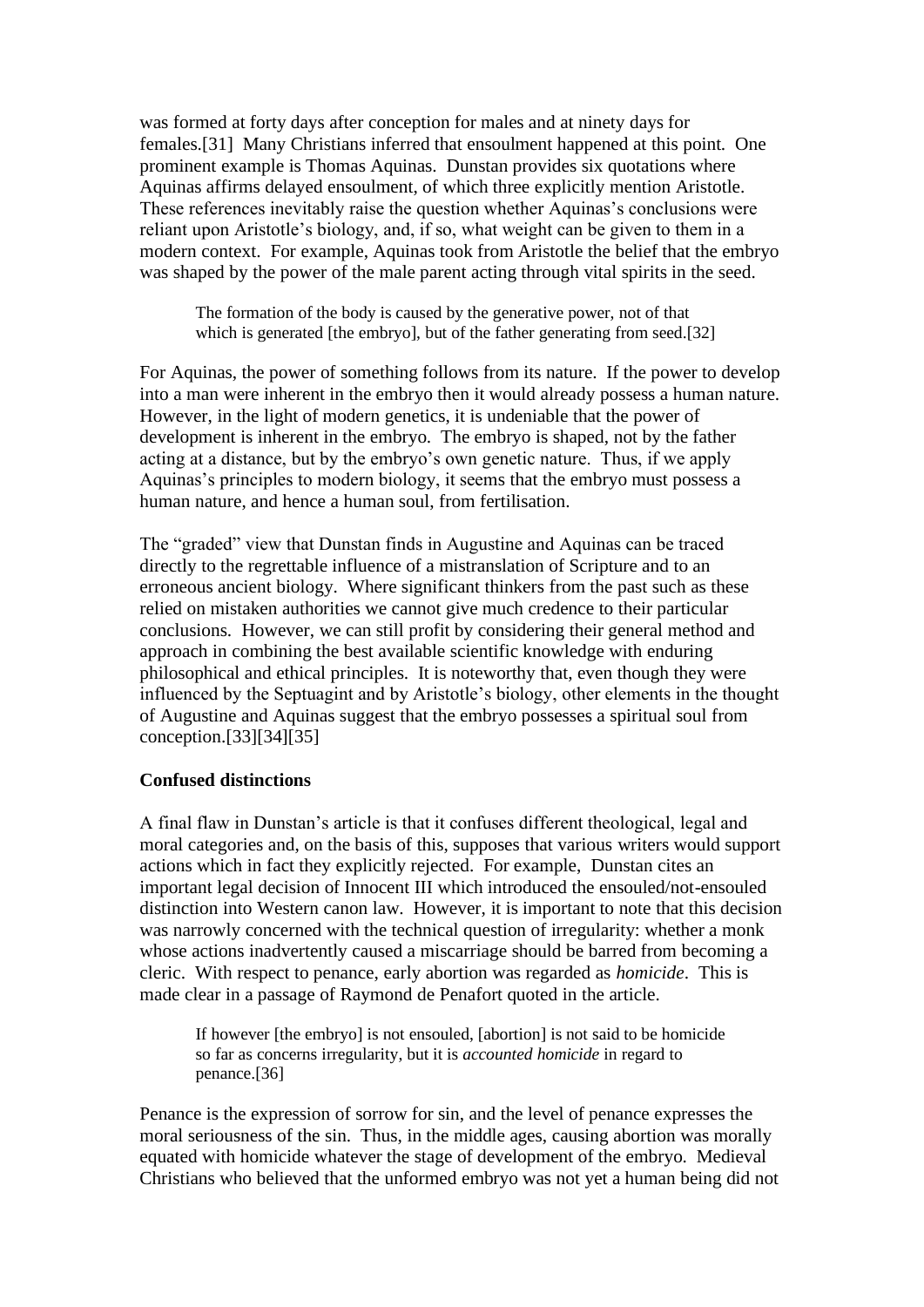was formed at forty days after conception for males and at ninety days for females.[31] Many Christians inferred that ensoulment happened at this point. One prominent example is Thomas Aquinas. Dunstan provides six quotations where Aquinas affirms delayed ensoulment, of which three explicitly mention Aristotle. These references inevitably raise the question whether Aquinas's conclusions were reliant upon Aristotle's biology, and, if so, what weight can be given to them in a modern context. For example, Aquinas took from Aristotle the belief that the embryo was shaped by the power of the male parent acting through vital spirits in the seed.

> The formation of the body is caused by the generative power, not of that which is generated [the embryo], but of the father generating from seed.[32]

For Aquinas, the power of something follows from its nature. If the power to develop into a man were inherent in the embryo then it would already possess a human nature. However, in the light of modern genetics, it is undeniable that the power of development is inherent in the embryo. The embryo is shaped, not by the father acting at a distance, but by the embryo's own genetic nature. Thus, if we apply Aquinas's principles to modern biology, it seems that the embryo must possess a human nature, and hence a human soul, from fertilisation.

The "graded" view that Dunstan finds in Augustine and Aquinas can be traced directly to the regrettable influence of a mistranslation of Scripture and to an erroneous ancient biology. Where significant thinkers from the past such as these relied on mistaken authorities we cannot give much credence to their particular conclusions. However, we can still profit by considering their general method and approach in combining the best available scientific knowledge with enduring philosophical and ethical principles. It is noteworthy that, even though they were influenced by the Septuagint and by Aristotle's biology, other elements in the thought of Augustine and Aquinas suggest that the embryo possesses a spiritual soul from conception.[33][34][35]

**Confused distinctions**

A final flaw in Dunstan's article is that it confuses different theological, legal and moral categories and, on the basis of this, supposes that various writers would support actions which in fact they explicitly rejected. For example, Dunstan cites an important legal decision of Innocent III which introduced the ensouled/not-ensouled distinction into Western canon law. However, it is important to note that this decision was narrowly concerned with the technical question of irregularity: whether a monk whose actions inadvertently caused a miscarriage should be barred from becoming a cleric. With respect to penance, early abortion was regarded as *homicide*. This is made clear in a passage of Raymond de Penafort quoted in the article.

> If however [the embryo] is not ensouled, [abortion] is not said to be homicide so far as concerns irregularity, but it is *accounted homicide* in regard to penance.[36]

Penance is the expression of sorrow for sin, and the level of penance expresses the moral seriousness of the sin. Thus, in the middle ages, causing abortion was morally equated with homicide whatever the stage of development of the embryo. Medieval Christians who believed that the unformed embryo was not yet a human being did not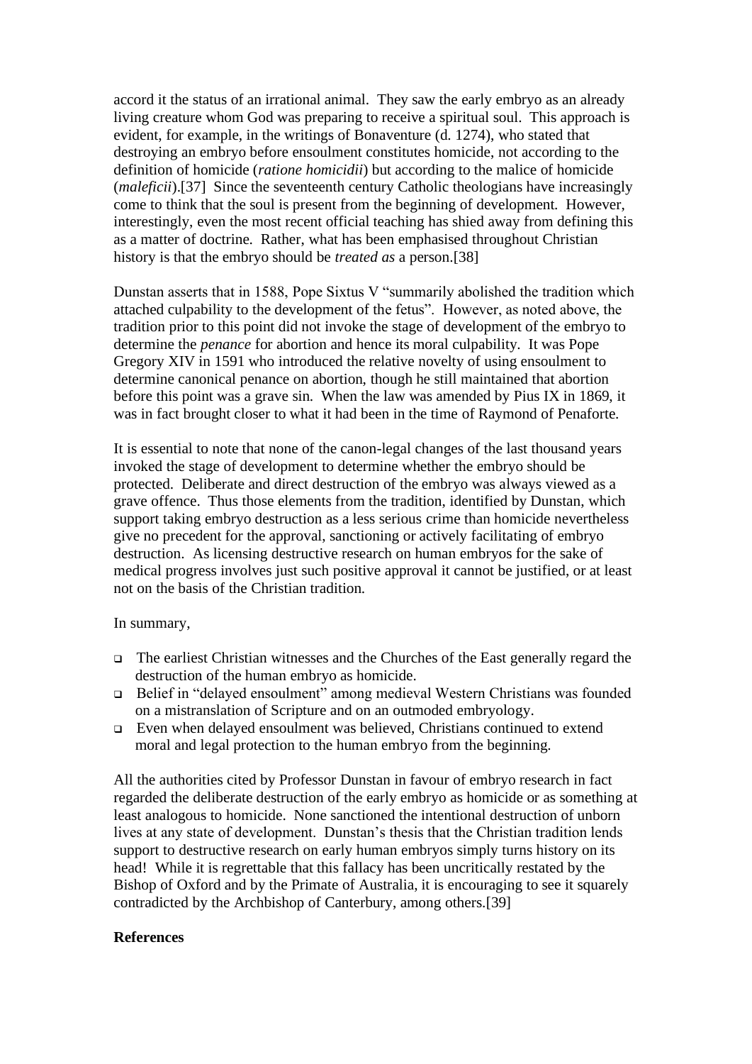accord it the status of an irrational animal. They saw the early embryo as an already living creature whom God was preparing to receive a spiritual soul. This approach is evident, for example, in the writings of Bonaventure (d. 1274), who stated that destroying an embryo before ensoulment constitutes homicide, not according to the definition of homicide (*ratione homicidii*) but according to the malice of homicide (*maleficii*).[37] Since the seventeenth century Catholic theologians have increasingly come to think that the soul is present from the beginning of development. However, interestingly, even the most recent official teaching has shied away from defining this as a matter of doctrine. Rather, what has been emphasised throughout Christian history is that the embryo should be *treated as* a person.[38]

Dunstan asserts that in 1588, Pope Sixtus V "summarily abolished the tradition which attached culpability to the development of the fetus". However, as noted above, the tradition prior to this point did not invoke the stage of development of the embryo to determine the *penance* for abortion and hence its moral culpability. It was Pope Gregory XIV in 1591 who introduced the relative novelty of using ensoulment to determine canonical penance on abortion, though he still maintained that abortion before this point was a grave sin. When the law was amended by Pius IX in 1869, it was in fact brought closer to what it had been in the time of Raymond of Penaforte.

It is essential to note that none of the canon-legal changes of the last thousand years invoked the stage of development to determine whether the embryo should be protected. Deliberate and direct destruction of the embryo was always viewed as a grave offence. Thus those elements from the tradition, identified by Dunstan, which support taking embryo destruction as a less serious crime than homicide nevertheless give no precedent for the approval, sanctioning or actively facilitating of embryo destruction. As licensing destructive research on human embryos for the sake of medical progress involves just such positive approval it cannot be justified, or at least not on the basis of the Christian tradition.

In summary,

- The earliest Christian witnesses and the Churches of the East generally regard the destruction of the human embryo as homicide.
- Belief in "delayed ensoulment" among medieval Western Christians was founded on a mistranslation of Scripture and on an outmoded embryology.
- Even when delayed ensoulment was believed, Christians continued to extend moral and legal protection to the human embryo from the beginning.

All the authorities cited by Professor Dunstan in favour of embryo research in fact regarded the deliberate destruction of the early embryo as homicide or as something at least analogous to homicide. None sanctioned the intentional destruction of unborn lives at any state of development. Dunstan's thesis that the Christian tradition lends support to destructive research on early human embryos simply turns history on its head! While it is regrettable that this fallacy has been uncritically restated by the Bishop of Oxford and by the Primate of Australia, it is encouraging to see it squarely contradicted by the Archbishop of Canterbury, among others.[39]

**References**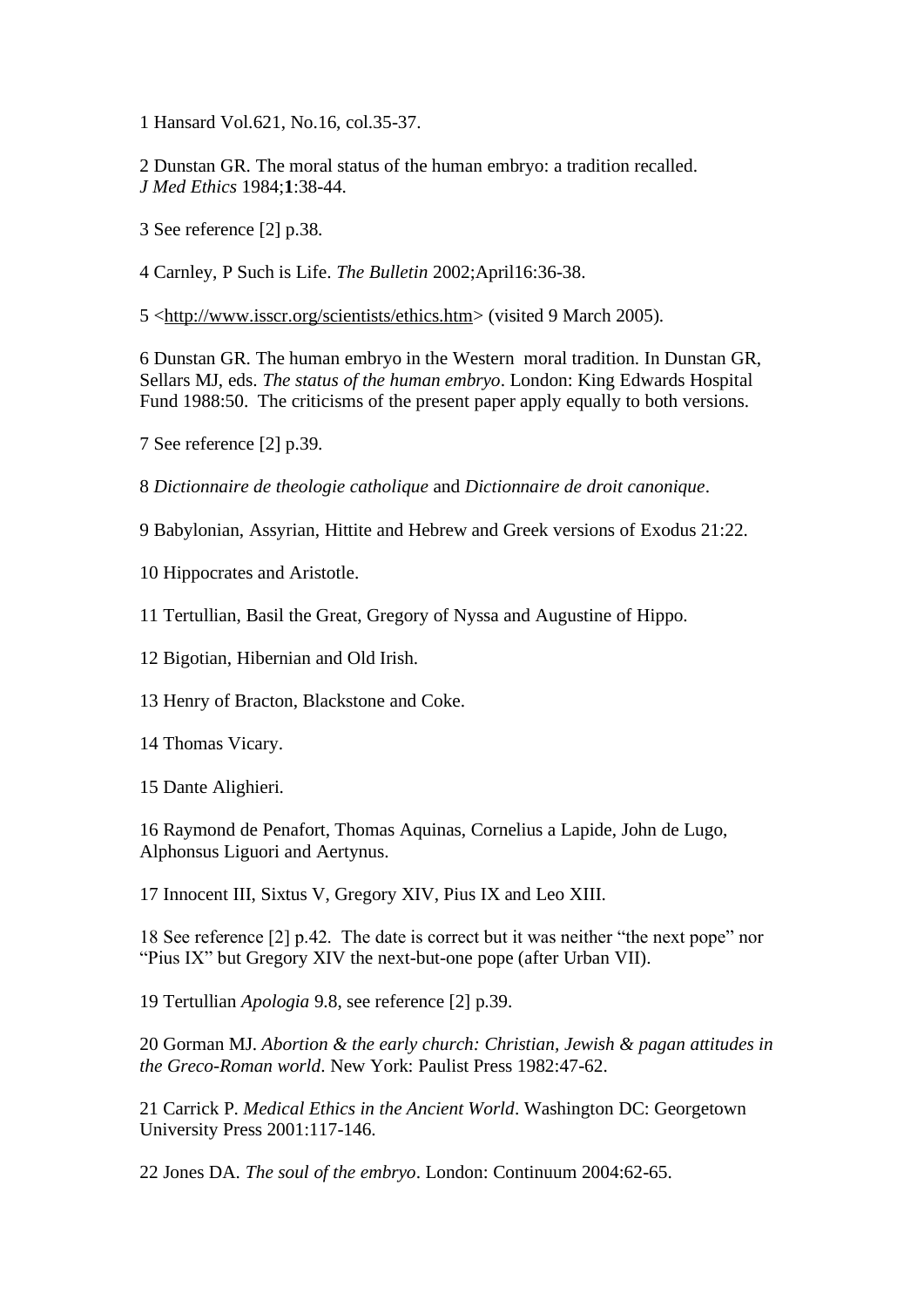1 Hansard Vol.621, No.16, col.35-37.

2 Dunstan GR. The moral status of the human embryo: a tradition recalled. *J Med Ethics* 1984;**1**:38-44.

3 See reference [2] p.38.

4 Carnley, P Such is Life. *The Bulletin* 2002;April16:36-38.

5 <http://www.isscr.org/scientists/ethics.htm> (visited 9 March 2005).

6 Dunstan GR. The human embryo in the Western moral tradition. In Dunstan GR, Sellars MJ, eds. *The status of the human embryo*. London: King Edwards Hospital Fund 1988:50. The criticisms of the present paper apply equally to both versions.

7 See reference [2] p.39.

8 *Dictionnaire de theologie catholique* and *Dictionnaire de droit canonique*.

9 Babylonian, Assyrian, Hittite and Hebrew and Greek versions of Exodus 21:22.

10 Hippocrates and Aristotle.

11 Tertullian, Basil the Great, Gregory of Nyssa and Augustine of Hippo.

12 Bigotian, Hibernian and Old Irish.

13 Henry of Bracton, Blackstone and Coke.

14 Thomas Vicary.

15 Dante Alighieri.

16 Raymond de Penafort, Thomas Aquinas, Cornelius a Lapide, John de Lugo, Alphonsus Liguori and Aertynus.

17 Innocent III, Sixtus V, Gregory XIV, Pius IX and Leo XIII.

18 See reference [2] p.42. The date is correct but it was neither "the next pope" nor "Pius IX" but Gregory XIV the next-but-one pope (after Urban VII).

19 Tertullian *Apologia* 9.8, see reference [2] p.39.

20 Gorman MJ. *Abortion & the early church: Christian, Jewish & pagan attitudes in the Greco-Roman world*. New York: Paulist Press 1982:47-62.

21 Carrick P. *Medical Ethics in the Ancient World*. Washington DC: Georgetown University Press 2001:117-146.

22 Jones DA. *The soul of the embryo*. London: Continuum 2004:62-65.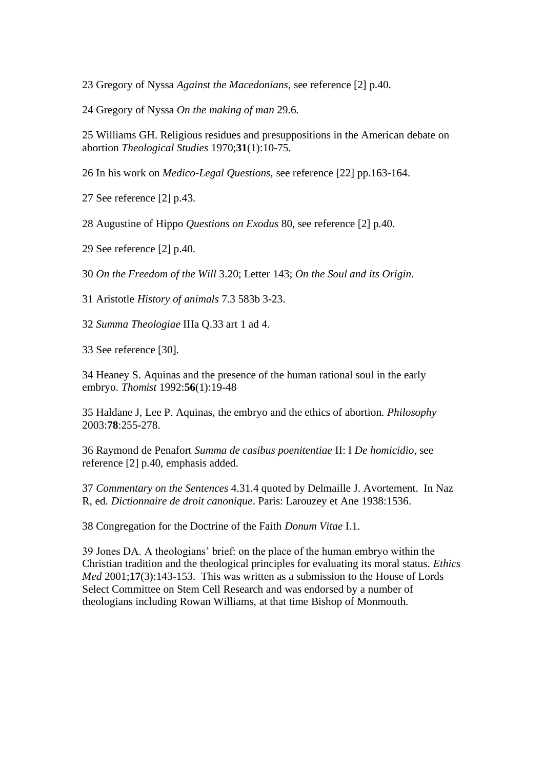23 Gregory of Nyssa *Against the Macedonians*, see reference [2] p.40.

24 Gregory of Nyssa *On the making of man* 29.6.

25 Williams GH. Religious residues and presuppositions in the American debate on abortion *Theological Studies* 1970;**31**(1):10-75.

26 In his work on *Medico-Legal Questions*, see reference [22] pp.163-164.

27 See reference [2] p.43.

28 Augustine of Hippo *Questions on Exodus* 80, see reference [2] p.40.

29 See reference [2] p.40.

30 *On the Freedom of the Will* 3.20; Letter 143; *On the Soul and its Origin*.

31 Aristotle *History of animals* 7.3 583b 3-23.

32 *Summa Theologiae* IIIa Q.33 art 1 ad 4.

33 See reference [30].

34 Heaney S. Aquinas and the presence of the human rational soul in the early embryo. *Thomist* 1992:**56**(1):19-48

35 Haldane J, Lee P. Aquinas, the embryo and the ethics of abortion. *Philosophy* 2003:**78**:255-278.

36 Raymond de Penafort *Summa de casibus poenitentiae* II: I *De homicidio*, see reference [2] p.40, emphasis added.

37 *Commentary on the Sentences* 4.31.4 quoted by Delmaille J. Avortement. In Naz R, ed. *Dictionnaire de droit canonique*. Paris: Larouzey et Ane 1938:1536.

38 Congregation for the Doctrine of the Faith *Donum Vitae* I.1.

39 Jones DA. A theologians' brief: on the place of the human embryo within the Christian tradition and the theological principles for evaluating its moral status. *Ethics Med* 2001;**17**(3):143-153. This was written as a submission to the House of Lords Select Committee on Stem Cell Research and was endorsed by a number of theologians including Rowan Williams, at that time Bishop of Monmouth.